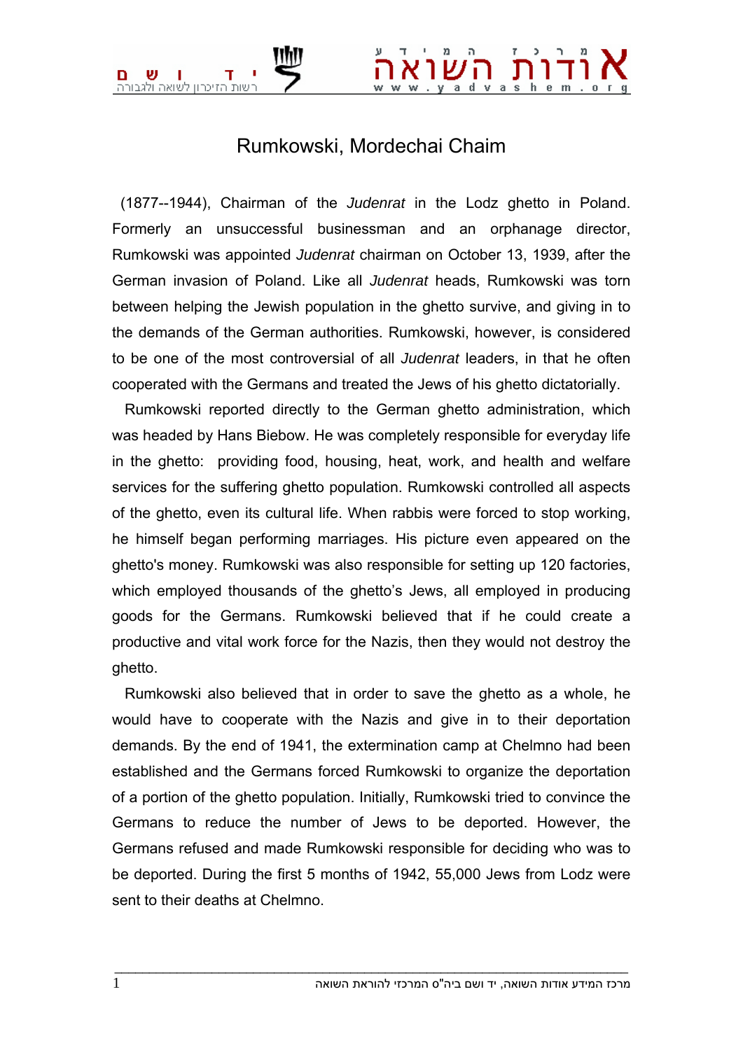# Rumkowski, Mordechai Chaim

(1877--1944), Chairman of the *Judenrat* in the Lodz ghetto in Poland. Formerly an unsuccessful businessman and an orphanage director, Rumkowski was appointed *Judenrat* chairman on October 13, 1939, after the German invasion of Poland. Like all *Judenrat* heads, Rumkowski was torn between helping the Jewish population in the ghetto survive, and giving in to the demands of the German authorities. Rumkowski, however, is considered to be one of the most controversial of all *Judenrat* leaders, in that he often cooperated with the Germans and treated the Jews of his ghetto dictatorially.

Rumkowski reported directly to the German ghetto administration, which was headed by Hans Biebow. He was completely responsible for everyday life in the ghetto: providing food, housing, heat, work, and health and welfare services for the suffering ghetto population. Rumkowski controlled all aspects of the ghetto, even its cultural life. When rabbis were forced to stop working, he himself began performing marriages. His picture even appeared on the ghetto's money. Rumkowski was also responsible for setting up 120 factories, which employed thousands of the ghetto's Jews, all employed in producing goods for the Germans. Rumkowski believed that if he could create a productive and vital work force for the Nazis, then they would not destroy the ghetto.

Rumkowski also believed that in order to save the ghetto as a whole, he would have to cooperate with the Nazis and give in to their deportation demands. By the end of 1941, the extermination camp at Chelmno had been established and the Germans forced Rumkowski to organize the deportation of a portion of the ghetto population. Initially, Rumkowski tried to convince the Germans to reduce the number of Jews to be deported. However, the Germans refused and made Rumkowski responsible for deciding who was to be deported. During the first 5 months of 1942, 55,000 Jews from Lodz were sent to their deaths at Chelmno.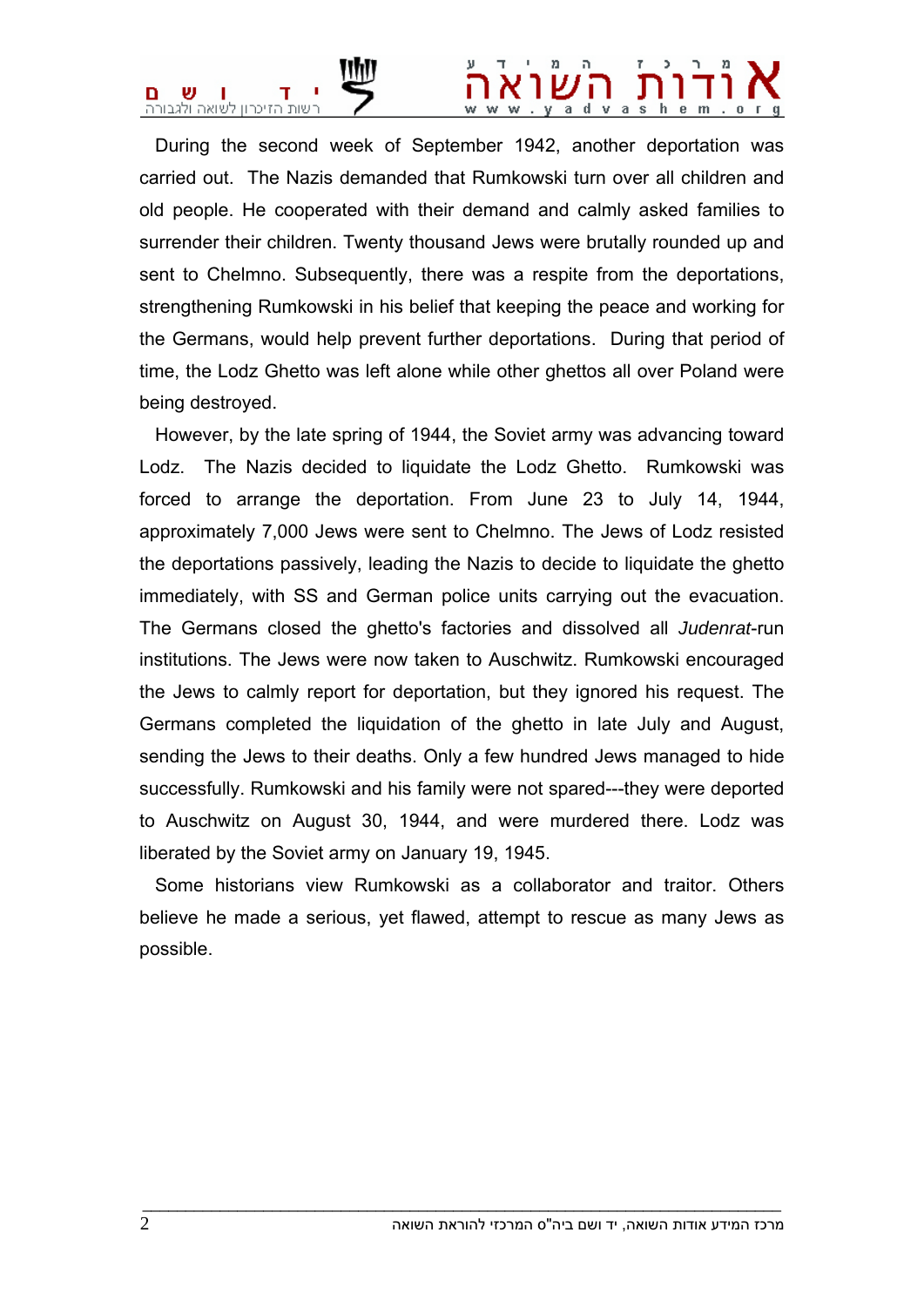During the second week of September 1942, another deportation was carried out. The Nazis demanded that Rumkowski turn over all children and old people. He cooperated with their demand and calmly asked families to surrender their children. Twenty thousand Jews were brutally rounded up and sent to Chelmno. Subsequently, there was a respite from the deportations, strengthening Rumkowski in his belief that keeping the peace and working for the Germans, would help prevent further deportations. During that period of time, the Lodz Ghetto was left alone while other ghettos all over Poland were being destroyed.

However, by the late spring of 1944, the Soviet army was advancing toward Lodz. The Nazis decided to liquidate the Lodz Ghetto. Rumkowski was forced to arrange the deportation. From June 23 to July 14, 1944, approximately 7,000 Jews were sent to Chelmno. The Jews of Lodz resisted the deportations passively, leading the Nazis to decide to liquidate the ghetto immediately, with SS and German police units carrying out the evacuation. The Germans closed the ghetto's factories and dissolved all *Judenrat*-run institutions. The Jews were now taken to Auschwitz. Rumkowski encouraged the Jews to calmly report for deportation, but they ignored his request. The Germans completed the liquidation of the ghetto in late July and August, sending the Jews to their deaths. Only a few hundred Jews managed to hide successfully. Rumkowski and his family were not spared---they were deported to Auschwitz on August 30, 1944, and were murdered there. Lodz was liberated by the Soviet army on January 19, 1945.

Some historians view Rumkowski as a collaborator and traitor. Others believe he made a serious, yet flawed, attempt to rescue as many Jews as possible.